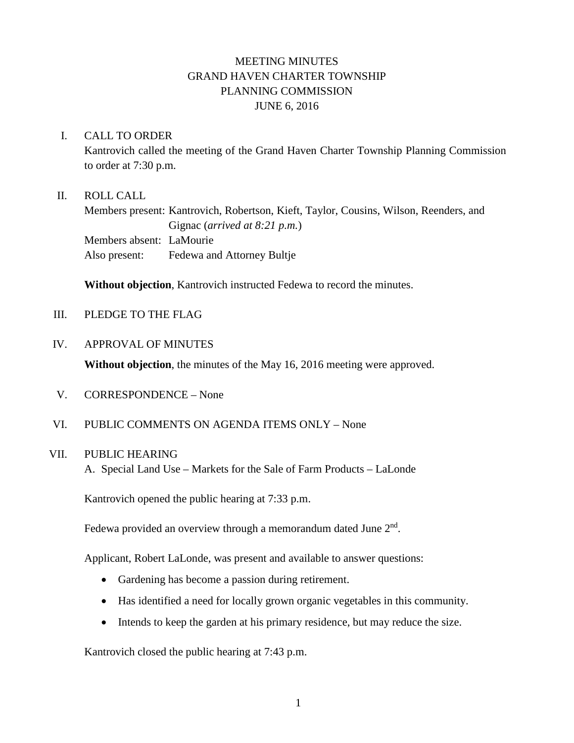# MEETING MINUTES
# GRAND HAVEN CHARTER TOWNSHIP
# PLANNING COMMISSION
# JUNE 6, 2016

I. CALL TO ORDER

Kantrovich called the meeting of the Grand Haven Charter Township Planning Commission to order at 7:30 p.m.

II. ROLL CALL

Members present: Kantrovich, Robertson, Kieft, Taylor, Cousins, Wilson, Reenders, and Gignac (*arrived at 8:21 p.m.*)
Members absent: LaMourie
Also present: Fedewa and Attorney Bultje

**Without objection**, Kantrovich instructed Fedewa to record the minutes.

III. PLEDGE TO THE FLAG

IV. APPROVAL OF MINUTES

**Without objection**, the minutes of the May 16, 2016 meeting were approved.

V. CORRESPONDENCE – None

VI. PUBLIC COMMENTS ON AGENDA ITEMS ONLY – None

VII. PUBLIC HEARING

A. Special Land Use – Markets for the Sale of Farm Products – LaLonde

Kantrovich opened the public hearing at 7:33 p.m.

Fedewa provided an overview through a memorandum dated June 2nd.

Applicant, Robert LaLonde, was present and available to answer questions:

- Gardening has become a passion during retirement.
- Has identified a need for locally grown organic vegetables in this community.
- Intends to keep the garden at his primary residence, but may reduce the size.

Kantrovich closed the public hearing at 7:43 p.m.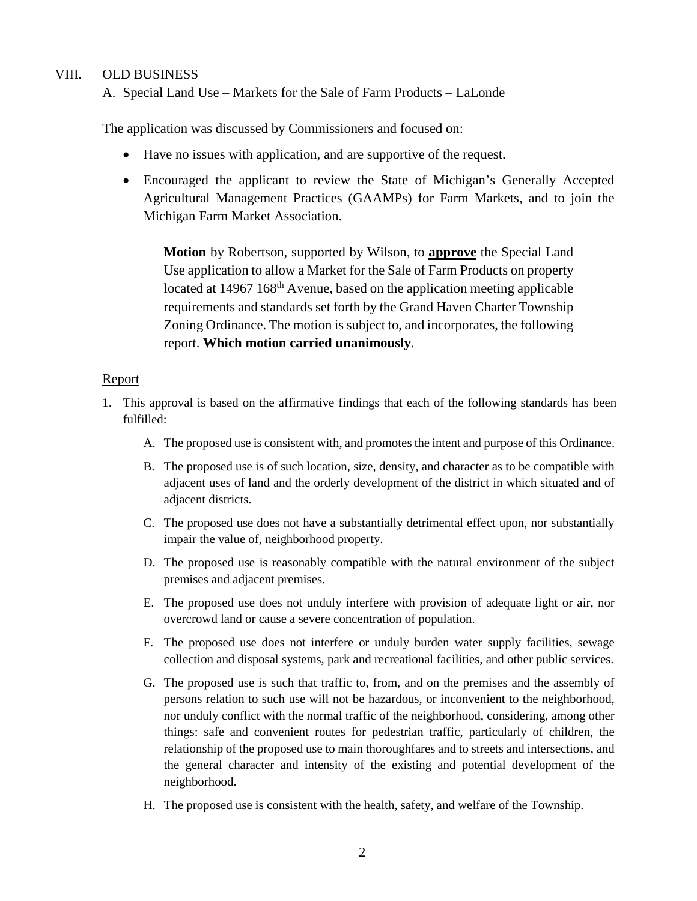VIII. OLD BUSINESS

A. Special Land Use – Markets for the Sale of Farm Products – LaLonde

The application was discussed by Commissioners and focused on:

- Have no issues with application, and are supportive of the request.
- Encouraged the applicant to review the State of Michigan's Generally Accepted Agricultural Management Practices (GAAMPs) for Farm Markets, and to join the Michigan Farm Market Association.

> **Motion** by Robertson, supported by Wilson, to **approve** the Special Land Use application to allow a Market for the Sale of Farm Products on property located at 14967 168th Avenue, based on the application meeting applicable requirements and standards set forth by the Grand Haven Charter Township Zoning Ordinance. The motion is subject to, and incorporates, the following report. **Which motion carried unanimously**.

Report

1. This approval is based on the affirmative findings that each of the following standards has been fulfilled:
   A. The proposed use is consistent with, and promotes the intent and purpose of this Ordinance.
   B. The proposed use is of such location, size, density, and character as to be compatible with adjacent uses of land and the orderly development of the district in which situated and of adjacent districts.
   C. The proposed use does not have a substantially detrimental effect upon, nor substantially impair the value of, neighborhood property.
   D. The proposed use is reasonably compatible with the natural environment of the subject premises and adjacent premises.
   E. The proposed use does not unduly interfere with provision of adequate light or air, nor overcrowd land or cause a severe concentration of population.
   F. The proposed use does not interfere or unduly burden water supply facilities, sewage collection and disposal systems, park and recreational facilities, and other public services.
   G. The proposed use is such that traffic to, from, and on the premises and the assembly of persons relation to such use will not be hazardous, or inconvenient to the neighborhood, nor unduly conflict with the normal traffic of the neighborhood, considering, among other things: safe and convenient routes for pedestrian traffic, particularly of children, the relationship of the proposed use to main thoroughfares and to streets and intersections, and the general character and intensity of the existing and potential development of the neighborhood.
   H. The proposed use is consistent with the health, safety, and welfare of the Township.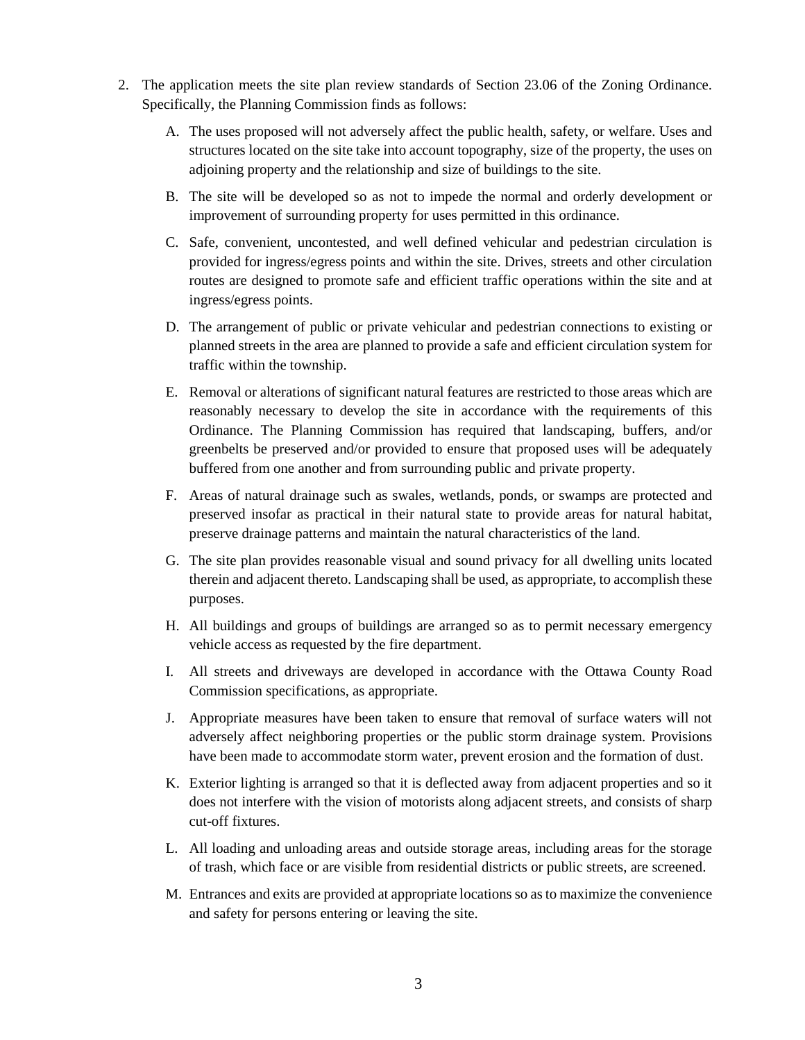2. The application meets the site plan review standards of Section 23.06 of the Zoning Ordinance. Specifically, the Planning Commission finds as follows:

    A. The uses proposed will not adversely affect the public health, safety, or welfare. Uses and structures located on the site take into account topography, size of the property, the uses on adjoining property and the relationship and size of buildings to the site.

    B. The site will be developed so as not to impede the normal and orderly development or improvement of surrounding property for uses permitted in this ordinance.

    C. Safe, convenient, uncontested, and well defined vehicular and pedestrian circulation is provided for ingress/egress points and within the site. Drives, streets and other circulation routes are designed to promote safe and efficient traffic operations within the site and at ingress/egress points.

    D. The arrangement of public or private vehicular and pedestrian connections to existing or planned streets in the area are planned to provide a safe and efficient circulation system for traffic within the township.

    E. Removal or alterations of significant natural features are restricted to those areas which are reasonably necessary to develop the site in accordance with the requirements of this Ordinance. The Planning Commission has required that landscaping, buffers, and/or greenbelts be preserved and/or provided to ensure that proposed uses will be adequately buffered from one another and from surrounding public and private property.

    F. Areas of natural drainage such as swales, wetlands, ponds, or swamps are protected and preserved insofar as practical in their natural state to provide areas for natural habitat, preserve drainage patterns and maintain the natural characteristics of the land.

    G. The site plan provides reasonable visual and sound privacy for all dwelling units located therein and adjacent thereto. Landscaping shall be used, as appropriate, to accomplish these purposes.

    H. All buildings and groups of buildings are arranged so as to permit necessary emergency vehicle access as requested by the fire department.

    I. All streets and driveways are developed in accordance with the Ottawa County Road Commission specifications, as appropriate.

    J. Appropriate measures have been taken to ensure that removal of surface waters will not adversely affect neighboring properties or the public storm drainage system. Provisions have been made to accommodate storm water, prevent erosion and the formation of dust.

    K. Exterior lighting is arranged so that it is deflected away from adjacent properties and so it does not interfere with the vision of motorists along adjacent streets, and consists of sharp cut-off fixtures.

    L. All loading and unloading areas and outside storage areas, including areas for the storage of trash, which face or are visible from residential districts or public streets, are screened.

    M. Entrances and exits are provided at appropriate locations so as to maximize the convenience and safety for persons entering or leaving the site.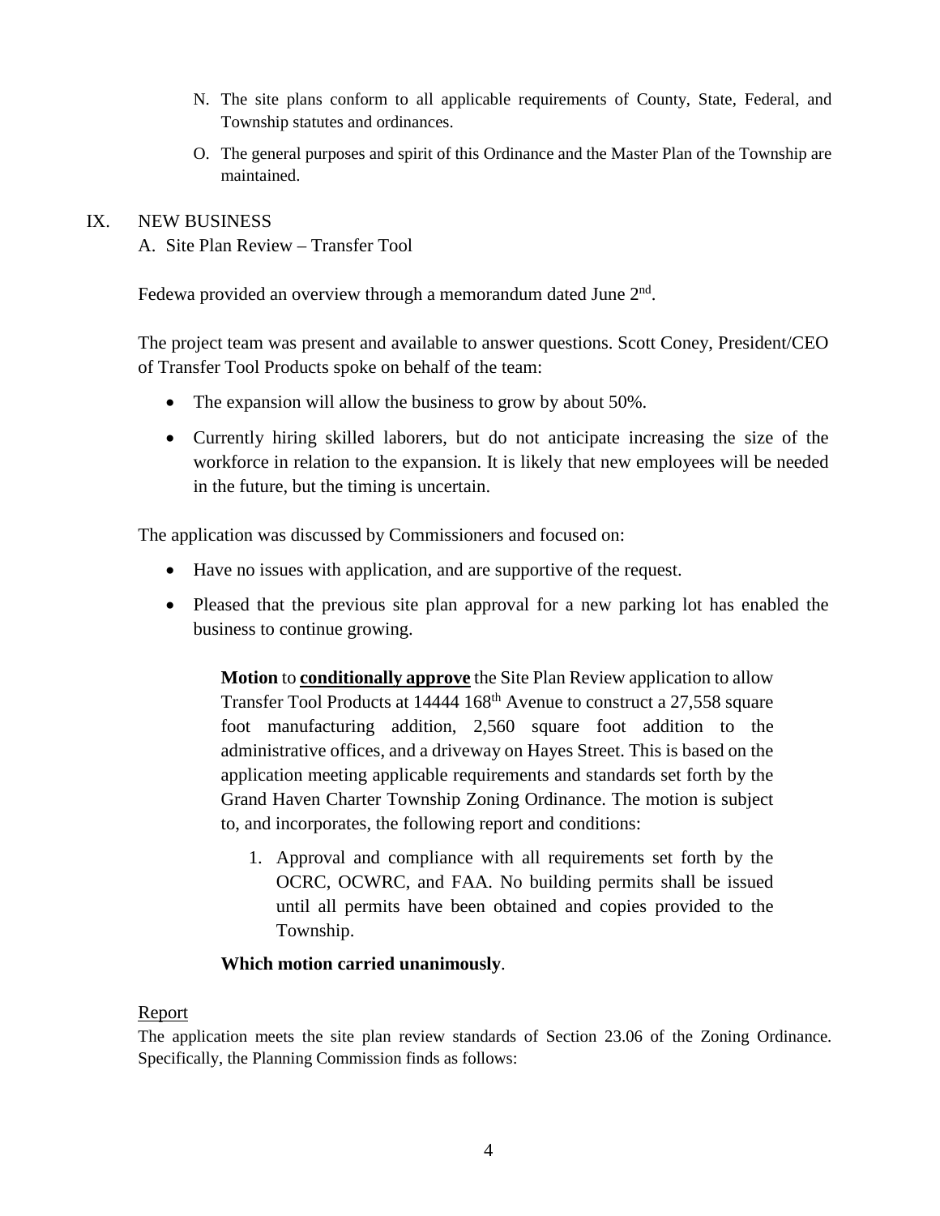N. The site plans conform to all applicable requirements of County, State, Federal, and Township statutes and ordinances.

O. The general purposes and spirit of this Ordinance and the Master Plan of the Township are maintained.

IX. NEW BUSINESS

A. Site Plan Review – Transfer Tool

Fedewa provided an overview through a memorandum dated June 2nd.

The project team was present and available to answer questions. Scott Coney, President/CEO of Transfer Tool Products spoke on behalf of the team:

- The expansion will allow the business to grow by about 50%.
- Currently hiring skilled laborers, but do not anticipate increasing the size of the workforce in relation to the expansion. It is likely that new employees will be needed in the future, but the timing is uncertain.

The application was discussed by Commissioners and focused on:

- Have no issues with application, and are supportive of the request.
- Pleased that the previous site plan approval for a new parking lot has enabled the business to continue growing.

> **Motion** to **<u>conditionally approve</u>** the Site Plan Review application to allow Transfer Tool Products at 14444 168th Avenue to construct a 27,558 square foot manufacturing addition, 2,560 square foot addition to the administrative offices, and a driveway on Hayes Street. This is based on the application meeting applicable requirements and standards set forth by the Grand Haven Charter Township Zoning Ordinance. The motion is subject to, and incorporates, the following report and conditions:
>
> 1. Approval and compliance with all requirements set forth by the OCRC, OCWRC, and FAA. No building permits shall be issued until all permits have been obtained and copies provided to the Township.
>
> **Which motion carried unanimously**.

<u>Report</u>

The application meets the site plan review standards of Section 23.06 of the Zoning Ordinance. Specifically, the Planning Commission finds as follows: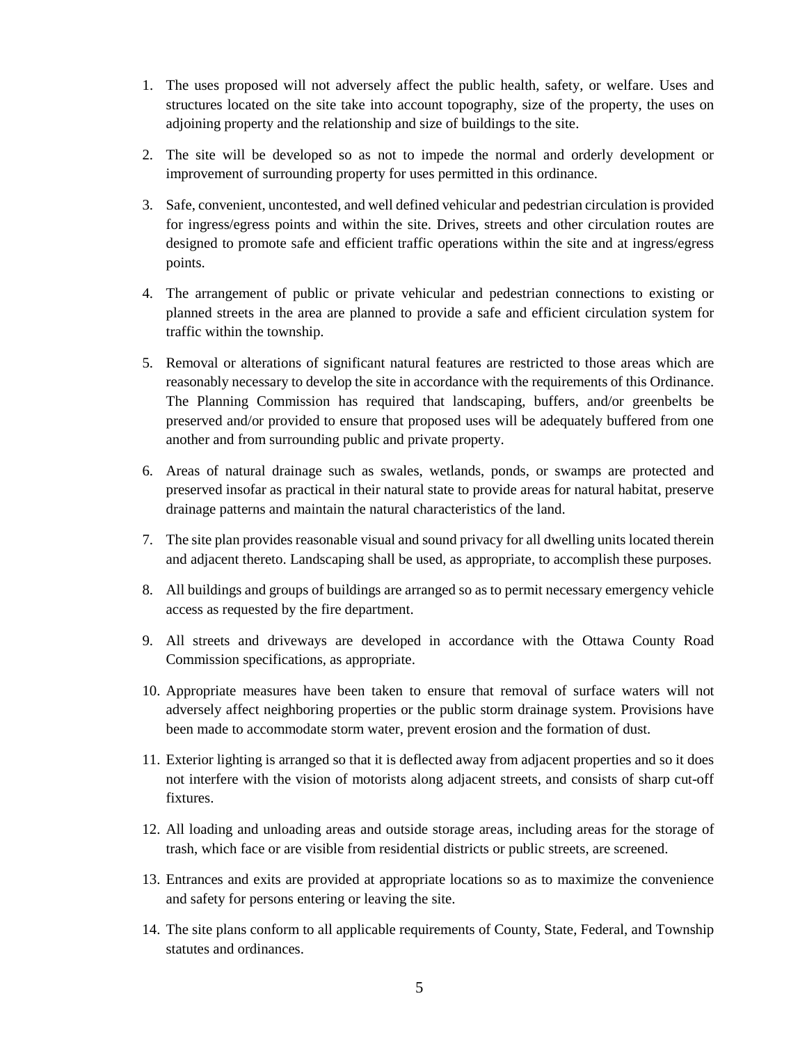1. The uses proposed will not adversely affect the public health, safety, or welfare. Uses and structures located on the site take into account topography, size of the property, the uses on adjoining property and the relationship and size of buildings to the site.

2. The site will be developed so as not to impede the normal and orderly development or improvement of surrounding property for uses permitted in this ordinance.

3. Safe, convenient, uncontested, and well defined vehicular and pedestrian circulation is provided for ingress/egress points and within the site. Drives, streets and other circulation routes are designed to promote safe and efficient traffic operations within the site and at ingress/egress points.

4. The arrangement of public or private vehicular and pedestrian connections to existing or planned streets in the area are planned to provide a safe and efficient circulation system for traffic within the township.

5. Removal or alterations of significant natural features are restricted to those areas which are reasonably necessary to develop the site in accordance with the requirements of this Ordinance. The Planning Commission has required that landscaping, buffers, and/or greenbelts be preserved and/or provided to ensure that proposed uses will be adequately buffered from one another and from surrounding public and private property.

6. Areas of natural drainage such as swales, wetlands, ponds, or swamps are protected and preserved insofar as practical in their natural state to provide areas for natural habitat, preserve drainage patterns and maintain the natural characteristics of the land.

7. The site plan provides reasonable visual and sound privacy for all dwelling units located therein and adjacent thereto. Landscaping shall be used, as appropriate, to accomplish these purposes.

8. All buildings and groups of buildings are arranged so as to permit necessary emergency vehicle access as requested by the fire department.

9. All streets and driveways are developed in accordance with the Ottawa County Road Commission specifications, as appropriate.

10. Appropriate measures have been taken to ensure that removal of surface waters will not adversely affect neighboring properties or the public storm drainage system. Provisions have been made to accommodate storm water, prevent erosion and the formation of dust.

11. Exterior lighting is arranged so that it is deflected away from adjacent properties and so it does not interfere with the vision of motorists along adjacent streets, and consists of sharp cut-off fixtures.

12. All loading and unloading areas and outside storage areas, including areas for the storage of trash, which face or are visible from residential districts or public streets, are screened.

13. Entrances and exits are provided at appropriate locations so as to maximize the convenience and safety for persons entering or leaving the site.

14. The site plans conform to all applicable requirements of County, State, Federal, and Township statutes and ordinances.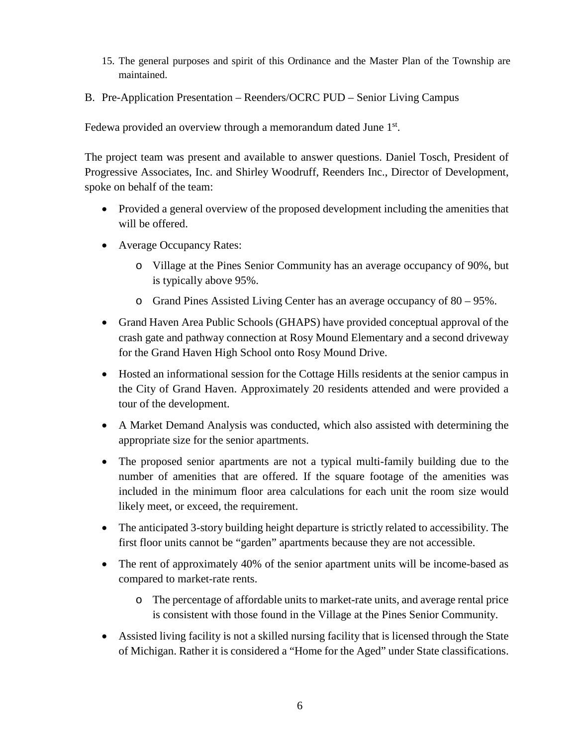15. The general purposes and spirit of this Ordinance and the Master Plan of the Township are maintained.

B. Pre-Application Presentation – Reenders/OCRC PUD – Senior Living Campus

Fedewa provided an overview through a memorandum dated June 1st.

The project team was present and available to answer questions. Daniel Tosch, President of Progressive Associates, Inc. and Shirley Woodruff, Reenders Inc., Director of Development, spoke on behalf of the team:

- Provided a general overview of the proposed development including the amenities that will be offered.
- Average Occupancy Rates:
  - Village at the Pines Senior Community has an average occupancy of 90%, but is typically above 95%.
  - Grand Pines Assisted Living Center has an average occupancy of 80 – 95%.
- Grand Haven Area Public Schools (GHAPS) have provided conceptual approval of the crash gate and pathway connection at Rosy Mound Elementary and a second driveway for the Grand Haven High School onto Rosy Mound Drive.
- Hosted an informational session for the Cottage Hills residents at the senior campus in the City of Grand Haven. Approximately 20 residents attended and were provided a tour of the development.
- A Market Demand Analysis was conducted, which also assisted with determining the appropriate size for the senior apartments.
- The proposed senior apartments are not a typical multi-family building due to the number of amenities that are offered. If the square footage of the amenities was included in the minimum floor area calculations for each unit the room size would likely meet, or exceed, the requirement.
- The anticipated 3-story building height departure is strictly related to accessibility. The first floor units cannot be "garden" apartments because they are not accessible.
- The rent of approximately 40% of the senior apartment units will be income-based as compared to market-rate rents.
  - The percentage of affordable units to market-rate units, and average rental price is consistent with those found in the Village at the Pines Senior Community.
- Assisted living facility is not a skilled nursing facility that is licensed through the State of Michigan. Rather it is considered a "Home for the Aged" under State classifications.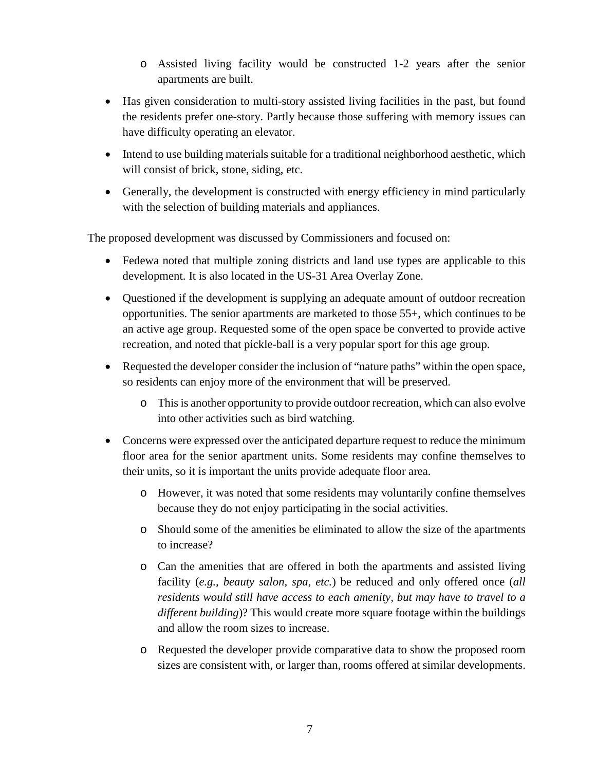- Assisted living facility would be constructed 1-2 years after the senior apartments are built.
- Has given consideration to multi-story assisted living facilities in the past, but found the residents prefer one-story. Partly because those suffering with memory issues can have difficulty operating an elevator.
- Intend to use building materials suitable for a traditional neighborhood aesthetic, which will consist of brick, stone, siding, etc.
- Generally, the development is constructed with energy efficiency in mind particularly with the selection of building materials and appliances.

The proposed development was discussed by Commissioners and focused on:

- Fedewa noted that multiple zoning districts and land use types are applicable to this development. It is also located in the US-31 Area Overlay Zone.
- Questioned if the development is supplying an adequate amount of outdoor recreation opportunities. The senior apartments are marketed to those 55+, which continues to be an active age group. Requested some of the open space be converted to provide active recreation, and noted that pickle-ball is a very popular sport for this age group.
- Requested the developer consider the inclusion of "nature paths" within the open space, so residents can enjoy more of the environment that will be preserved.
  - This is another opportunity to provide outdoor recreation, which can also evolve into other activities such as bird watching.
- Concerns were expressed over the anticipated departure request to reduce the minimum floor area for the senior apartment units. Some residents may confine themselves to their units, so it is important the units provide adequate floor area.
  - However, it was noted that some residents may voluntarily confine themselves because they do not enjoy participating in the social activities.
  - Should some of the amenities be eliminated to allow the size of the apartments to increase?
  - Can the amenities that are offered in both the apartments and assisted living facility (*e.g., beauty salon, spa, etc.*) be reduced and only offered once (*all residents would still have access to each amenity, but may have to travel to a different building*)? This would create more square footage within the buildings and allow the room sizes to increase.
  - Requested the developer provide comparative data to show the proposed room sizes are consistent with, or larger than, rooms offered at similar developments.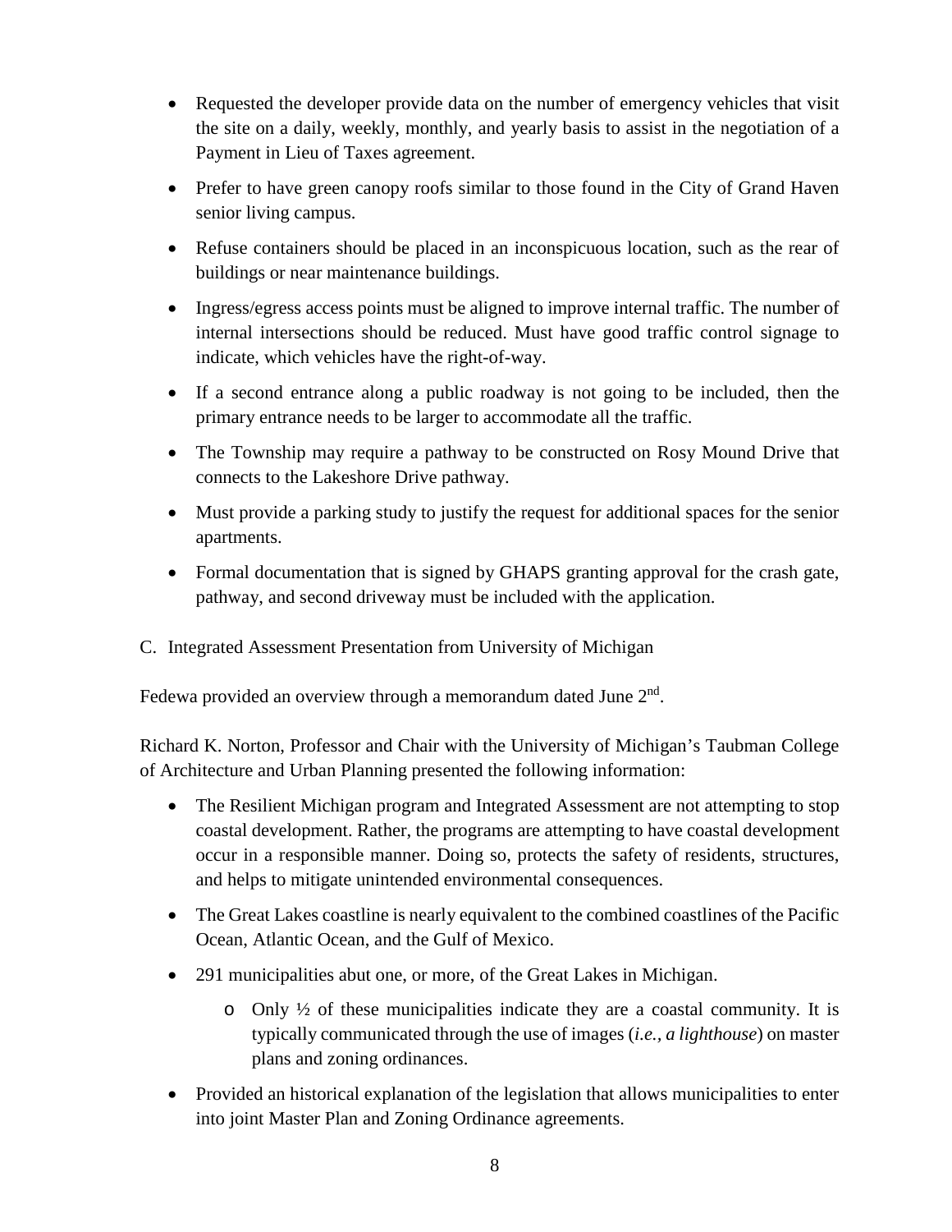- Requested the developer provide data on the number of emergency vehicles that visit the site on a daily, weekly, monthly, and yearly basis to assist in the negotiation of a Payment in Lieu of Taxes agreement.
- Prefer to have green canopy roofs similar to those found in the City of Grand Haven senior living campus.
- Refuse containers should be placed in an inconspicuous location, such as the rear of buildings or near maintenance buildings.
- Ingress/egress access points must be aligned to improve internal traffic. The number of internal intersections should be reduced. Must have good traffic control signage to indicate, which vehicles have the right-of-way.
- If a second entrance along a public roadway is not going to be included, then the primary entrance needs to be larger to accommodate all the traffic.
- The Township may require a pathway to be constructed on Rosy Mound Drive that connects to the Lakeshore Drive pathway.
- Must provide a parking study to justify the request for additional spaces for the senior apartments.
- Formal documentation that is signed by GHAPS granting approval for the crash gate, pathway, and second driveway must be included with the application.

C. Integrated Assessment Presentation from University of Michigan

Fedewa provided an overview through a memorandum dated June 2nd.

Richard K. Norton, Professor and Chair with the University of Michigan's Taubman College of Architecture and Urban Planning presented the following information:

- The Resilient Michigan program and Integrated Assessment are not attempting to stop coastal development. Rather, the programs are attempting to have coastal development occur in a responsible manner. Doing so, protects the safety of residents, structures, and helps to mitigate unintended environmental consequences.
- The Great Lakes coastline is nearly equivalent to the combined coastlines of the Pacific Ocean, Atlantic Ocean, and the Gulf of Mexico.
- 291 municipalities abut one, or more, of the Great Lakes in Michigan.
  - Only ½ of these municipalities indicate they are a coastal community. It is typically communicated through the use of images (*i.e., a lighthouse*) on master plans and zoning ordinances.
- Provided an historical explanation of the legislation that allows municipalities to enter into joint Master Plan and Zoning Ordinance agreements.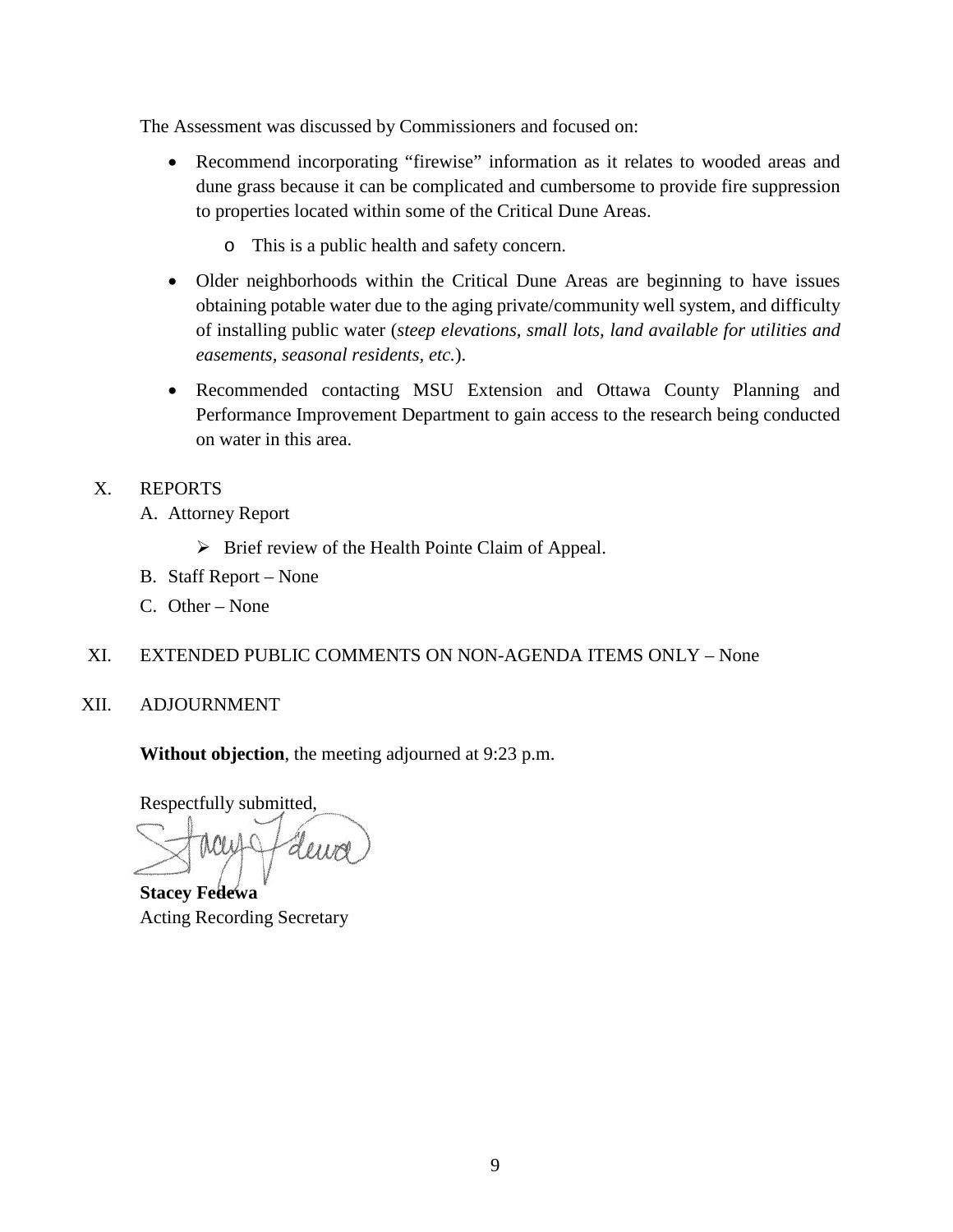The Assessment was discussed by Commissioners and focused on:

- Recommend incorporating "firewise" information as it relates to wooded areas and dune grass because it can be complicated and cumbersome to provide fire suppression to properties located within some of the Critical Dune Areas.
  - This is a public health and safety concern.
- Older neighborhoods within the Critical Dune Areas are beginning to have issues obtaining potable water due to the aging private/community well system, and difficulty of installing public water (*steep elevations, small lots, land available for utilities and easements, seasonal residents, etc.*).
- Recommended contacting MSU Extension and Ottawa County Planning and Performance Improvement Department to gain access to the research being conducted on water in this area.

X. REPORTS

A. Attorney Report

- Brief review of the Health Pointe Claim of Appeal.

B. Staff Report – None

C. Other – None

XI. EXTENDED PUBLIC COMMENTS ON NON-AGENDA ITEMS ONLY – None

XII. ADJOURNMENT

**Without objection**, the meeting adjourned at 9:23 p.m.

Respectfully submitted,

**Stacey Fedewa**
Acting Recording Secretary